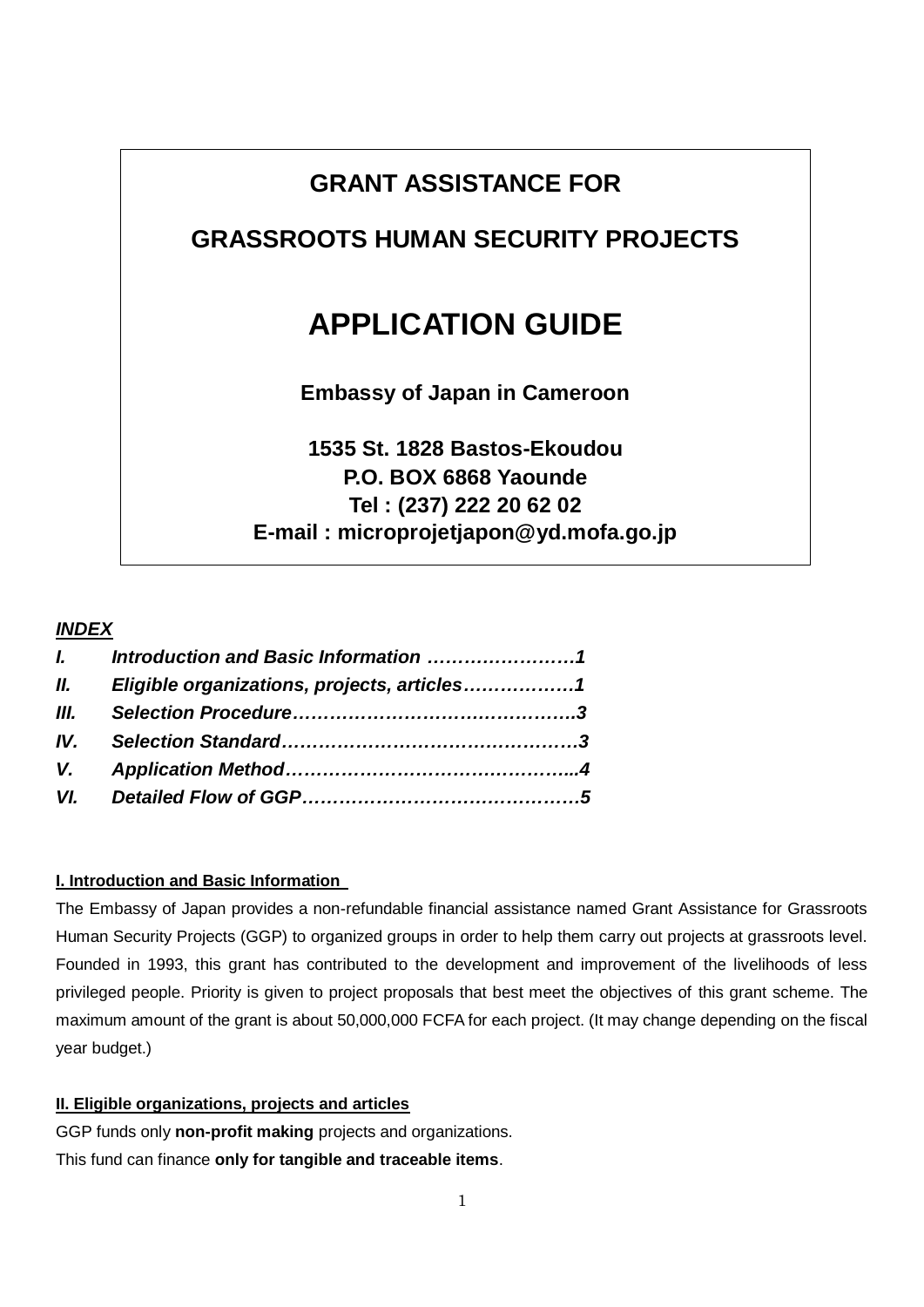# GRANT ASSISTANCE FOR

# GRASSROOTS HUMAN SECURITY PROJECTS

# APPLICATION GUIDE

**Embassy of Japan in Cameroon**

**1535 St. 1828 Bastos-Ekoudou**
**P.O. BOX 6868 Yaounde**
**Tel : (237) 222 20 62 02**
**E-mail : microprojetjapon@yd.mofa.go.jp**

***INDEX***

***I. Introduction and Basic Information ……………………1***
***II. Eligible organizations, projects, articles………………1***
***III. Selection Procedure……………………………………….3***
***IV. Selection Standard…………………………………………3***
***V. Application Method………………………………………...4***
***VI. Detailed Flow of GGP………………………………………5***

## I. Introduction and Basic Information

The Embassy of Japan provides a non-refundable financial assistance named Grant Assistance for Grassroots Human Security Projects (GGP) to organized groups in order to help them carry out projects at grassroots level. Founded in 1993, this grant has contributed to the development and improvement of the livelihoods of less privileged people. Priority is given to project proposals that best meet the objectives of this grant scheme. The maximum amount of the grant is about 50,000,000 FCFA for each project. (It may change depending on the fiscal year budget.)

## II. Eligible organizations, projects and articles

GGP funds only **non-profit making** projects and organizations.
This fund can finance **only for tangible and traceable items**.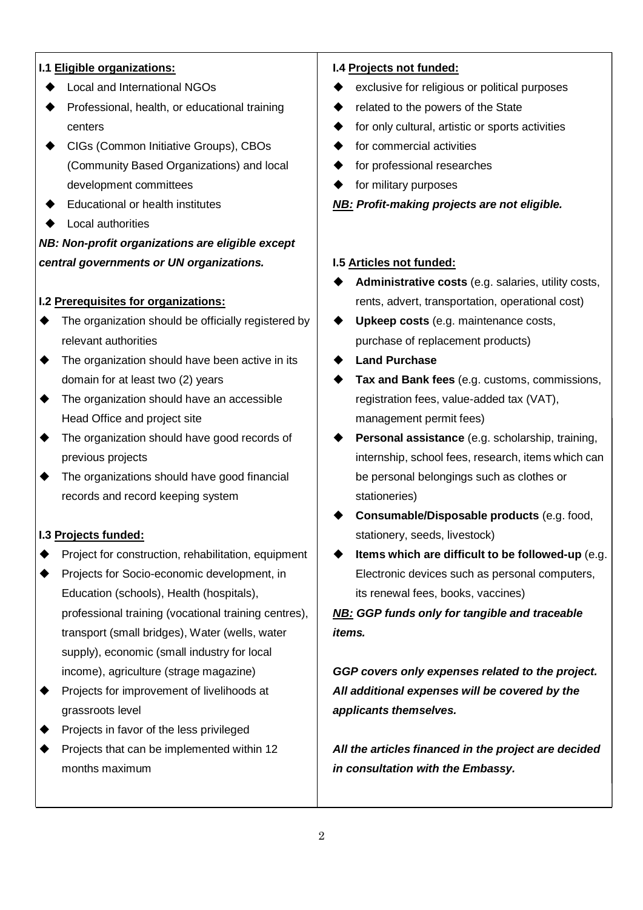### I.1 Eligible organizations:

- Local and International NGOs
- Professional, health, or educational training centers
- CIGs (Common Initiative Groups), CBOs (Community Based Organizations) and local development committees
- Educational or health institutes
- Local authorities

***NB: Non-profit organizations are eligible except central governments or UN organizations.***

### I.2 Prerequisites for organizations:

- The organization should be officially registered by relevant authorities
- The organization should have been active in its domain for at least two (2) years
- The organization should have an accessible Head Office and project site
- The organization should have good records of previous projects
- The organizations should have good financial records and record keeping system

### I.3 Projects funded:

- Project for construction, rehabilitation, equipment
- Projects for Socio-economic development, in Education (schools), Health (hospitals), professional training (vocational training centres), transport (small bridges), Water (wells, water supply), economic (small industry for local income), agriculture (strage magazine)
- Projects for improvement of livelihoods at grassroots level
- Projects in favor of the less privileged
- Projects that can be implemented within 12 months maximum

### I.4 Projects not funded:

- exclusive for religious or political purposes
- related to the powers of the State
- for only cultural, artistic or sports activities
- for commercial activities
- for professional researches
- for military purposes

***NB: Profit-making projects are not eligible.***

### I.5 Articles not funded:

- **Administrative costs** (e.g. salaries, utility costs, rents, advert, transportation, operational cost)
- **Upkeep costs** (e.g. maintenance costs, purchase of replacement products)
- **Land Purchase**
- **Tax and Bank fees** (e.g. customs, commissions, registration fees, value-added tax (VAT), management permit fees)
- **Personal assistance** (e.g. scholarship, training, internship, school fees, research, items which can be personal belongings such as clothes or stationeries)
- **Consumable/Disposable products** (e.g. food, stationery, seeds, livestock)
- **Items which are difficult to be followed-up** (e.g. Electronic devices such as personal computers, its renewal fees, books, vaccines)

***NB: GGP funds only for tangible and traceable items.***

***GGP covers only expenses related to the project. All additional expenses will be covered by the applicants themselves.***

***All the articles financed in the project are decided in consultation with the Embassy.***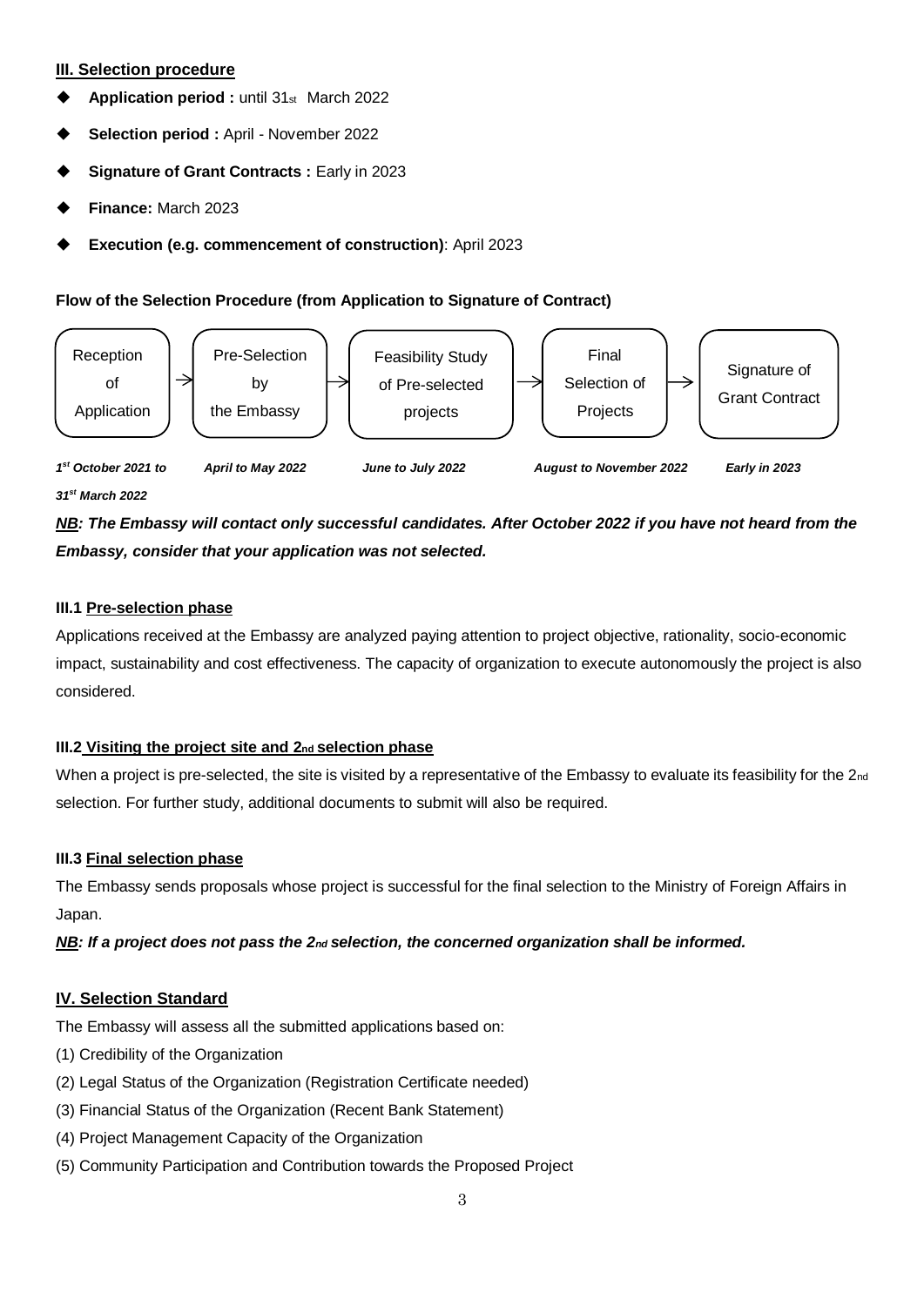### III. Selection procedure

- **Application period :** until 31st March 2022
- **Selection period :** April - November 2022
- **Signature of Grant Contracts :** Early in 2023
- **Finance:** March 2023
- **Execution (e.g. commencement of construction)**: April 2023

**Flow of the Selection Procedure (from Application to Signature of Contract)**

| Reception of Application | → | Pre-Selection by the Embassy | → | Feasibility Study of Pre-selected projects | → | Final Selection of Projects | → | Signature of Grant Contract |
|---|---|---|---|---|---|---|---|---|
| ***1st October 2021 to 31st March 2022*** | | ***April to May 2022*** | | ***June to July 2022*** | | ***August to November 2022*** | | ***Early in 2023*** |

***NB: The Embassy will contact only successful candidates. After October 2022 if you have not heard from the Embassy, consider that your application was not selected.***

#### III.1 Pre-selection phase

Applications received at the Embassy are analyzed paying attention to project objective, rationality, socio-economic impact, sustainability and cost effectiveness. The capacity of organization to execute autonomously the project is also considered.

#### III.2 Visiting the project site and 2nd selection phase

When a project is pre-selected, the site is visited by a representative of the Embassy to evaluate its feasibility for the 2nd selection. For further study, additional documents to submit will also be required.

#### III.3 Final selection phase

The Embassy sends proposals whose project is successful for the final selection to the Ministry of Foreign Affairs in Japan.

***NB: If a project does not pass the 2nd selection, the concerned organization shall be informed.***

### IV. Selection Standard

The Embassy will assess all the submitted applications based on:

(1) Credibility of the Organization
(2) Legal Status of the Organization (Registration Certificate needed)
(3) Financial Status of the Organization (Recent Bank Statement)
(4) Project Management Capacity of the Organization
(5) Community Participation and Contribution towards the Proposed Project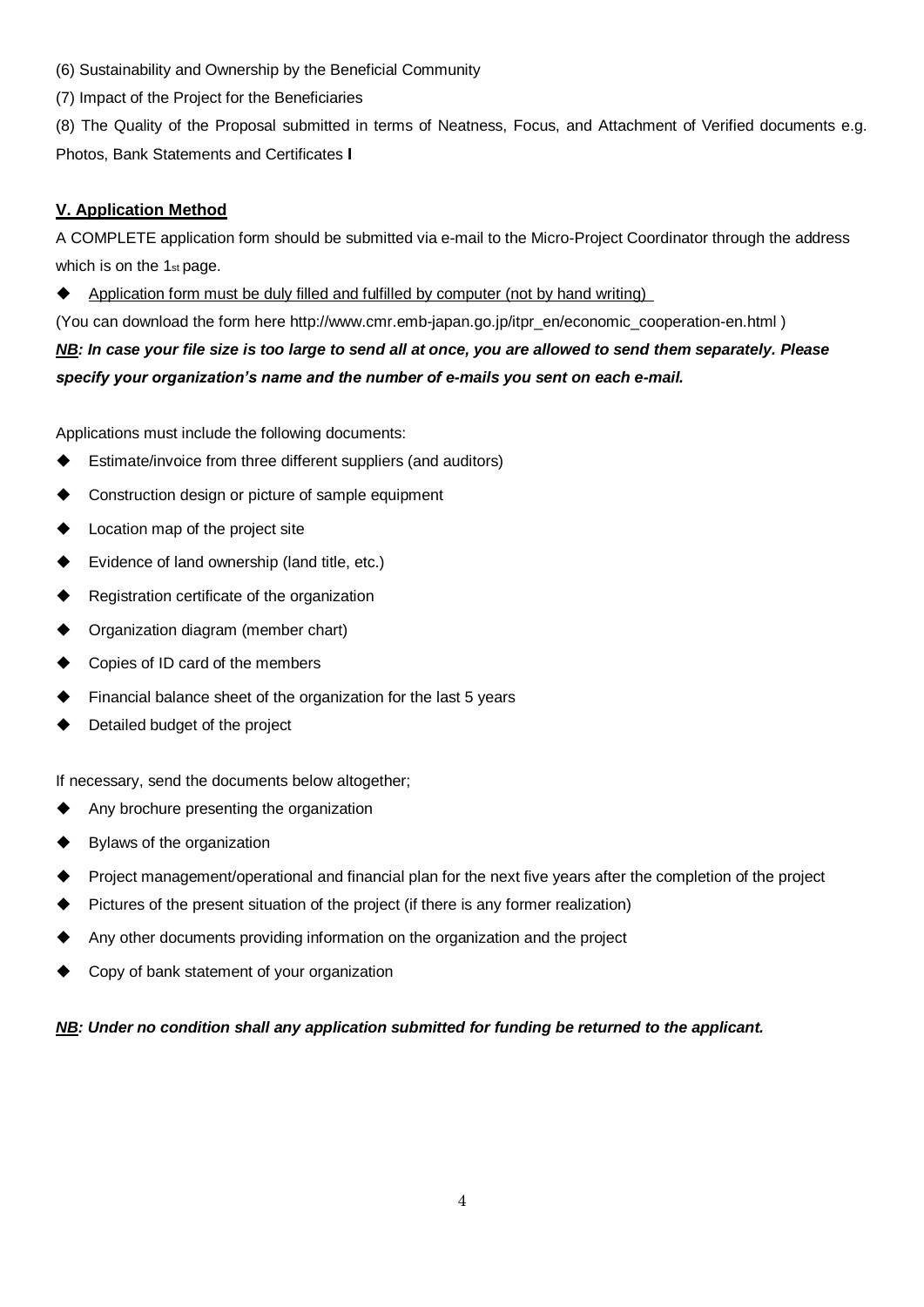(6) Sustainability and Ownership by the Beneficial Community

(7) Impact of the Project for the Beneficiaries

(8) The Quality of the Proposal submitted in terms of Neatness, Focus, and Attachment of Verified documents e.g. Photos, Bank Statements and Certificates **l**

## V. Application Method

A COMPLETE application form should be submitted via e-mail to the Micro-Project Coordinator through the address which is on the 1st page.

- Application form must be duly filled and fulfilled by computer (not by hand writing)

(You can download the form here http://www.cmr.emb-japan.go.jp/itpr_en/economic_cooperation-en.html )

***NB: In case your file size is too large to send all at once, you are allowed to send them separately. Please specify your organization's name and the number of e-mails you sent on each e-mail.***

Applications must include the following documents:

- Estimate/invoice from three different suppliers (and auditors)
- Construction design or picture of sample equipment
- Location map of the project site
- Evidence of land ownership (land title, etc.)
- Registration certificate of the organization
- Organization diagram (member chart)
- Copies of ID card of the members
- Financial balance sheet of the organization for the last 5 years
- Detailed budget of the project

If necessary, send the documents below altogether;

- Any brochure presenting the organization
- Bylaws of the organization
- Project management/operational and financial plan for the next five years after the completion of the project
- Pictures of the present situation of the project (if there is any former realization)
- Any other documents providing information on the organization and the project
- Copy of bank statement of your organization

***NB: Under no condition shall any application submitted for funding be returned to the applicant.***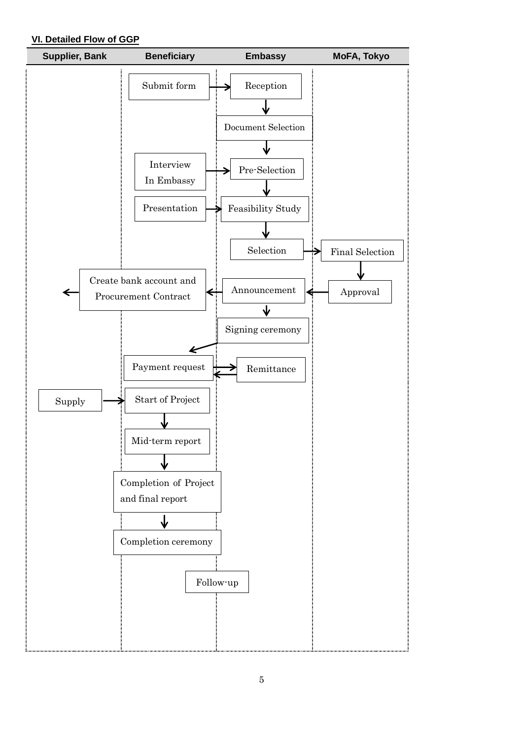## VI. Detailed Flow of GGP

Supplier, Bank

Beneficiary

Embassy

MoFA, Tokyo

Submit form

Reception

Document Selection

Interview In Embassy

Pre-Selection

Presentation

Feasibility Study

Selection

Final Selection

Approval

Announcement

Create bank account and Procurement Contract

Signing ceremony

Payment request

Remittance

Supply

Start of Project

Mid-term report

Completion of Project and final report

Completion ceremony

Follow-up